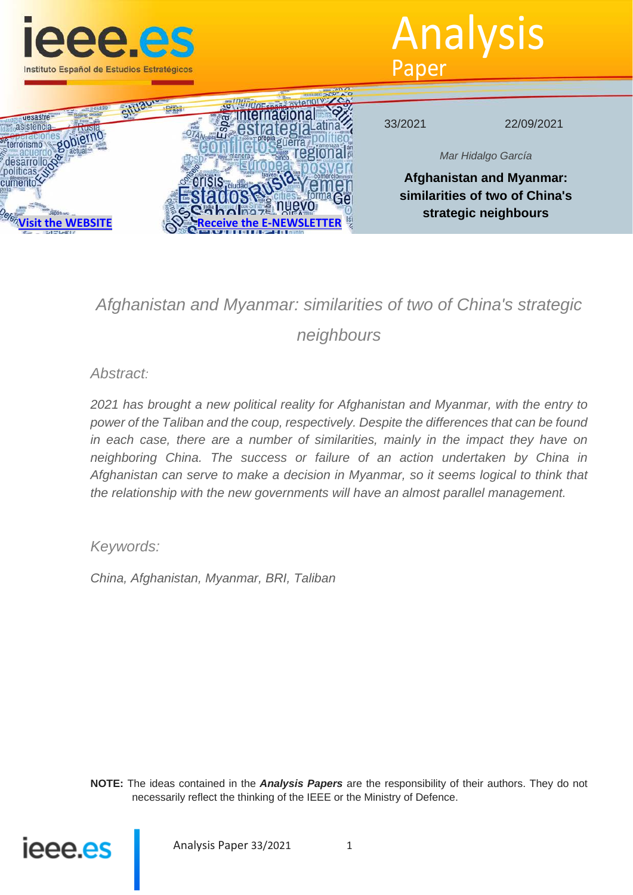# Analysis Paper

33/2021 22/09/2021

*Mar Hidalgo García*

**Afghanistan and Myanmar: similarities of two of China's strategic neighbours**

[Visit the WEBSITE](#) [Receive the E-NEWSLETTER](#)

## *Afghanistan and Myanmar: similarities of two of China's strategic neighbours*

### *Abstract:*

*2021 has brought a new political reality for Afghanistan and Myanmar, with the entry to power of the Taliban and the coup, respectively. Despite the differences that can be found in each case, there are a number of similarities, mainly in the impact they have on neighboring China. The success or failure of an action undertaken by China in Afghanistan can serve to make a decision in Myanmar, so it seems logical to think that the relationship with the new governments will have an almost parallel management.*

### *Keywords:*

*China, Afghanistan, Myanmar, BRI, Taliban*

**NOTE:** The ideas contained in the ***Analysis Papers*** are the responsibility of their authors. They do not necessarily reflect the thinking of the IEEE or the Ministry of Defence.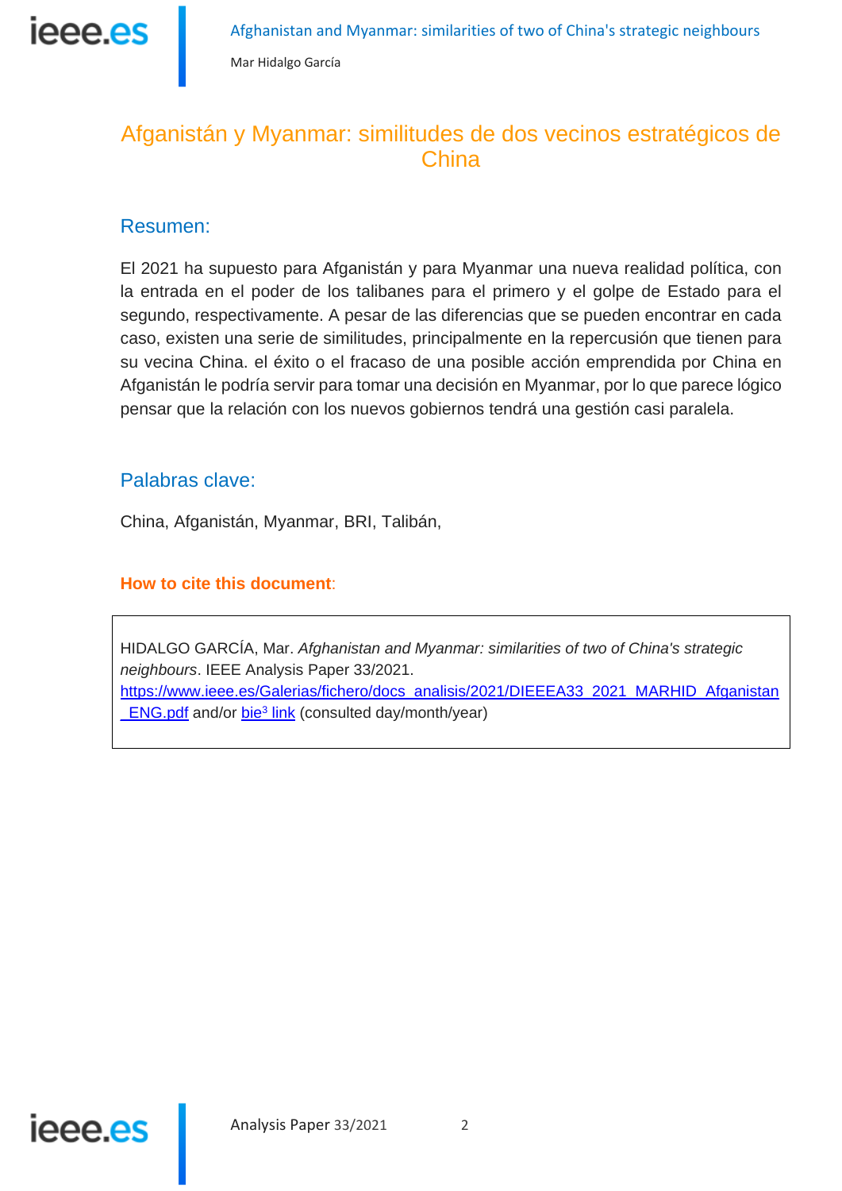# Afganistán y Myanmar: similitudes de dos vecinos estratégicos de China

## Resumen:

El 2021 ha supuesto para Afganistán y para Myanmar una nueva realidad política, con la entrada en el poder de los talibanes para el primero y el golpe de Estado para el segundo, respectivamente. A pesar de las diferencias que se pueden encontrar en cada caso, existen una serie de similitudes, principalmente en la repercusión que tienen para su vecina China. el éxito o el fracaso de una posible acción emprendida por China en Afganistán le podría servir para tomar una decisión en Myanmar, por lo que parece lógico pensar que la relación con los nuevos gobiernos tendrá una gestión casi paralela.

## Palabras clave:

China, Afganistán, Myanmar, BRI, Talibán,

**How to cite this document**:

HIDALGO GARCÍA, Mar. *Afghanistan and Myanmar: similarities of two of China's strategic neighbours*. IEEE Analysis Paper 33/2021. https://www.ieee.es/Galerias/fichero/docs_analisis/2021/DIEEEA33_2021_MARHID_Afganistan_ENG.pdf and/or bie[3] link (consulted day/month/year)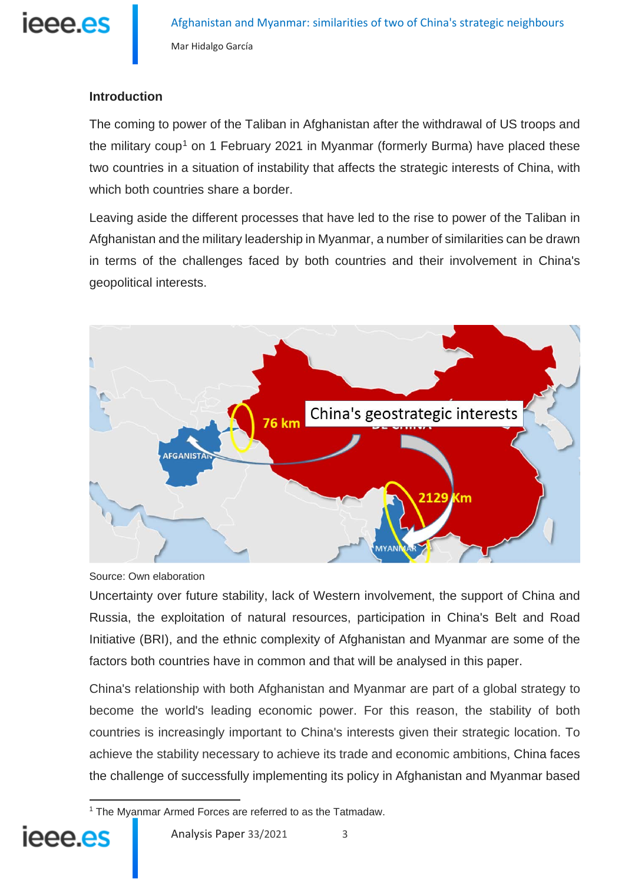## Introduction

The coming to power of the Taliban in Afghanistan after the withdrawal of US troops and the military coup[1] on 1 February 2021 in Myanmar (formerly Burma) have placed these two countries in a situation of instability that affects the strategic interests of China, with which both countries share a border.

Leaving aside the different processes that have led to the rise to power of the Taliban in Afghanistan and the military leadership in Myanmar, a number of similarities can be drawn in terms of the challenges faced by both countries and their involvement in China's geopolitical interests.

Source: Own elaboration

Uncertainty over future stability, lack of Western involvement, the support of China and Russia, the exploitation of natural resources, participation in China's Belt and Road Initiative (BRI), and the ethnic complexity of Afghanistan and Myanmar are some of the factors both countries have in common and that will be analysed in this paper.

China's relationship with both Afghanistan and Myanmar are part of a global strategy to become the world's leading economic power. For this reason, the stability of both countries is increasingly important to China's interests given their strategic location. To achieve the stability necessary to achieve its trade and economic ambitions, China faces the challenge of successfully implementing its policy in Afghanistan and Myanmar based

[1] The Myanmar Armed Forces are referred to as the Tatmadaw.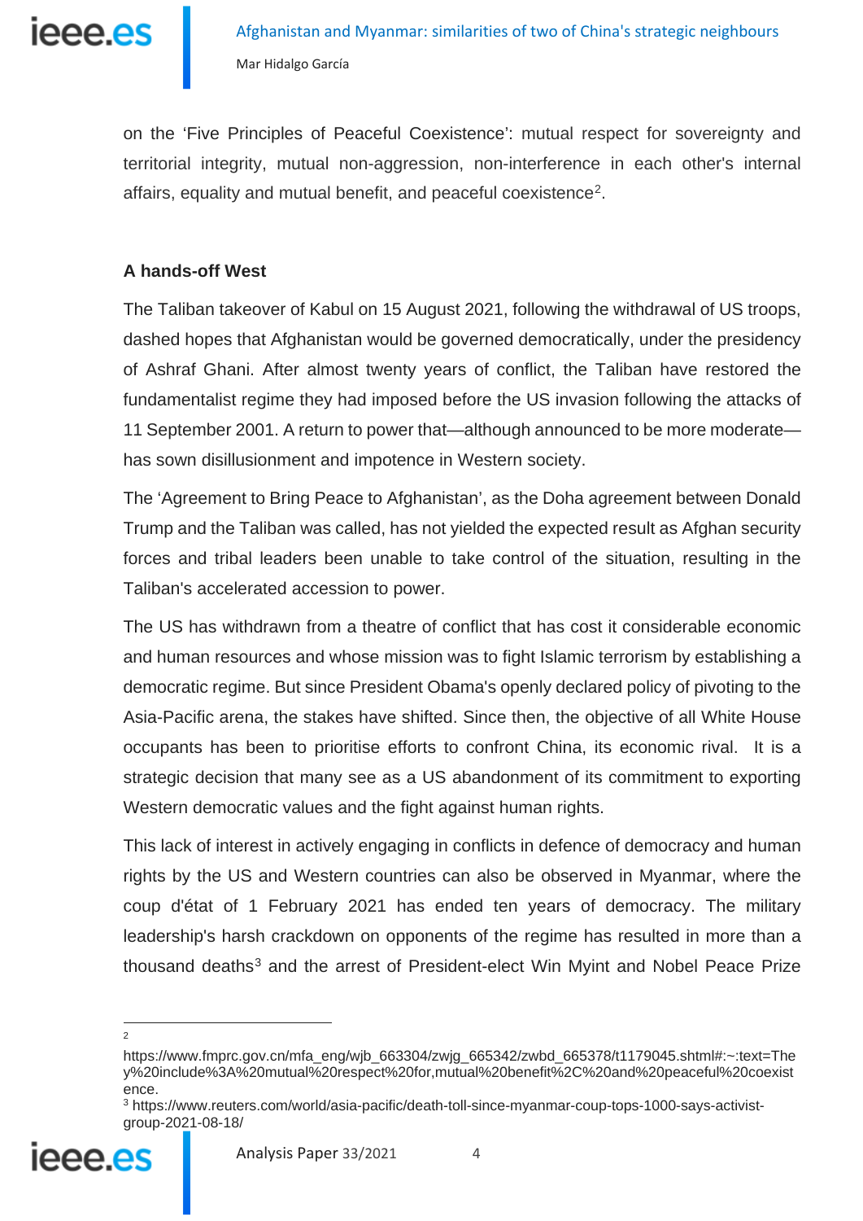on the 'Five Principles of Peaceful Coexistence': mutual respect for sovereignty and territorial integrity, mutual non-aggression, non-interference in each other's internal affairs, equality and mutual benefit, and peaceful coexistence[2].

### A hands-off West

The Taliban takeover of Kabul on 15 August 2021, following the withdrawal of US troops, dashed hopes that Afghanistan would be governed democratically, under the presidency of Ashraf Ghani. After almost twenty years of conflict, the Taliban have restored the fundamentalist regime they had imposed before the US invasion following the attacks of 11 September 2001. A return to power that—although announced to be more moderate—has sown disillusionment and impotence in Western society.

The 'Agreement to Bring Peace to Afghanistan', as the Doha agreement between Donald Trump and the Taliban was called, has not yielded the expected result as Afghan security forces and tribal leaders been unable to take control of the situation, resulting in the Taliban's accelerated accession to power.

The US has withdrawn from a theatre of conflict that has cost it considerable economic and human resources and whose mission was to fight Islamic terrorism by establishing a democratic regime. But since President Obama's openly declared policy of pivoting to the Asia-Pacific arena, the stakes have shifted. Since then, the objective of all White House occupants has been to prioritise efforts to confront China, its economic rival. It is a strategic decision that many see as a US abandonment of its commitment to exporting Western democratic values and the fight against human rights.

This lack of interest in actively engaging in conflicts in defence of democracy and human rights by the US and Western countries can also be observed in Myanmar, where the coup d'état of 1 February 2021 has ended ten years of democracy. The military leadership's harsh crackdown on opponents of the regime has resulted in more than a thousand deaths[3] and the arrest of President-elect Win Myint and Nobel Peace Prize

---

[2] https://www.fmprc.gov.cn/mfa_eng/wjb_663304/zwjg_665342/zwbd_665378/t1179045.shtml#:~:text=They%20include%3A%20mutual%20respect%20for,mutual%20benefit%2C%20and%20peaceful%20coexistence.

[3] https://www.reuters.com/world/asia-pacific/death-toll-since-myanmar-coup-tops-1000-says-activist-group-2021-08-18/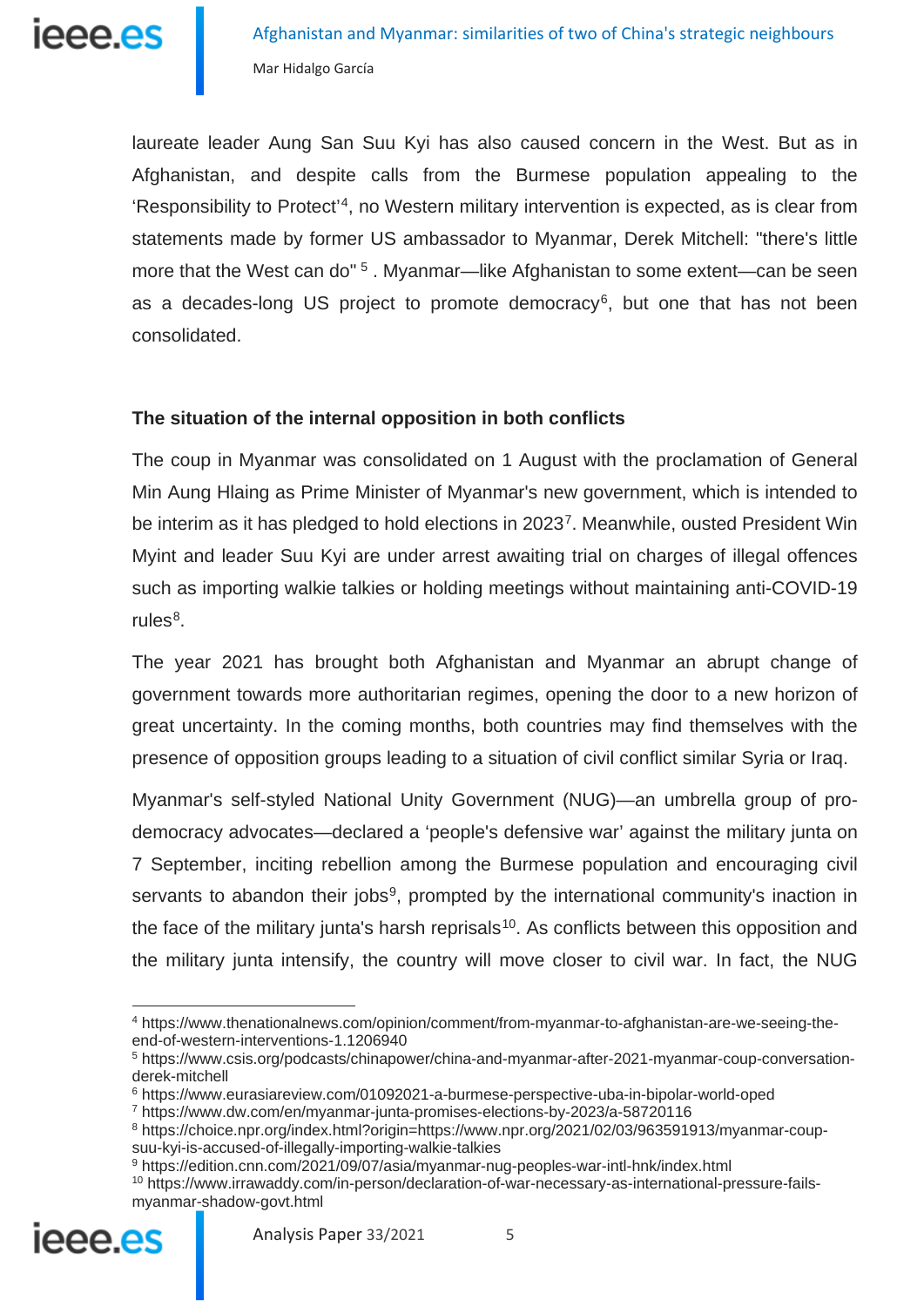laureate leader Aung San Suu Kyi has also caused concern in the West. But as in Afghanistan, and despite calls from the Burmese population appealing to the 'Responsibility to Protect'[4], no Western military intervention is expected, as is clear from statements made by former US ambassador to Myanmar, Derek Mitchell: "there's little more that the West can do" [5] . Myanmar—like Afghanistan to some extent—can be seen as a decades-long US project to promote democracy[6], but one that has not been consolidated.

## The situation of the internal opposition in both conflicts

The coup in Myanmar was consolidated on 1 August with the proclamation of General Min Aung Hlaing as Prime Minister of Myanmar's new government, which is intended to be interim as it has pledged to hold elections in 2023[7]. Meanwhile, ousted President Win Myint and leader Suu Kyi are under arrest awaiting trial on charges of illegal offences such as importing walkie talkies or holding meetings without maintaining anti-COVID-19 rules[8].

The year 2021 has brought both Afghanistan and Myanmar an abrupt change of government towards more authoritarian regimes, opening the door to a new horizon of great uncertainty. In the coming months, both countries may find themselves with the presence of opposition groups leading to a situation of civil conflict similar Syria or Iraq.

Myanmar's self-styled National Unity Government (NUG)—an umbrella group of pro-democracy advocates—declared a 'people's defensive war' against the military junta on 7 September, inciting rebellion among the Burmese population and encouraging civil servants to abandon their jobs[9], prompted by the international community's inaction in the face of the military junta's harsh reprisals[10]. As conflicts between this opposition and the military junta intensify, the country will move closer to civil war. In fact, the NUG

---

[4] https://www.thenationalnews.com/opinion/comment/from-myanmar-to-afghanistan-are-we-seeing-the-end-of-western-interventions-1.1206940

[5] https://www.csis.org/podcasts/chinapower/china-and-myanmar-after-2021-myanmar-coup-conversation-derek-mitchell

[6] https://www.eurasiareview.com/01092021-a-burmese-perspective-uba-in-bipolar-world-oped

[7] https://www.dw.com/en/myanmar-junta-promises-elections-by-2023/a-58720116

[8] https://choice.npr.org/index.html?origin=https://www.npr.org/2021/02/03/963591913/myanmar-coup-suu-kyi-is-accused-of-illegally-importing-walkie-talkies

[9] https://edition.cnn.com/2021/09/07/asia/myanmar-nug-peoples-war-intl-hnk/index.html

[10] https://www.irrawaddy.com/in-person/declaration-of-war-necessary-as-international-pressure-fails-myanmar-shadow-govt.html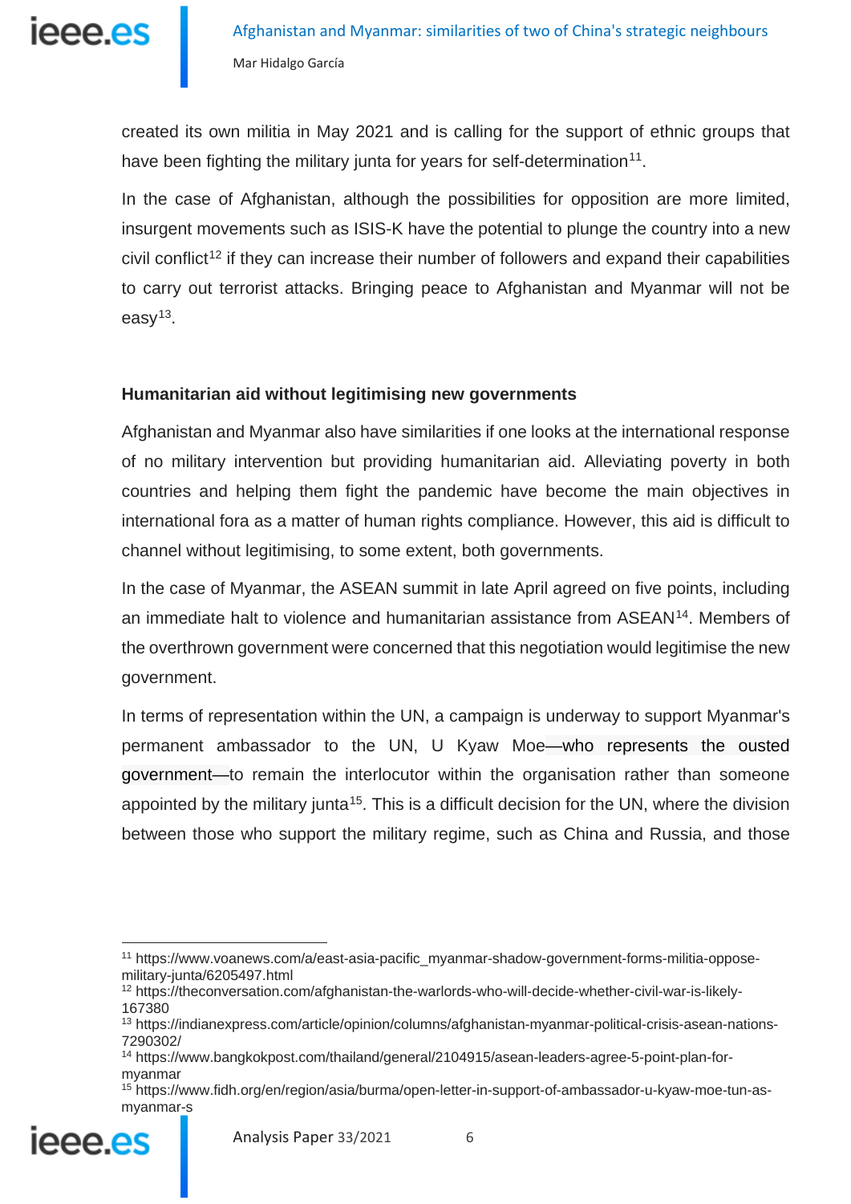created its own militia in May 2021 and is calling for the support of ethnic groups that have been fighting the military junta for years for self-determination[11].

In the case of Afghanistan, although the possibilities for opposition are more limited, insurgent movements such as ISIS-K have the potential to plunge the country into a new civil conflict[12] if they can increase their number of followers and expand their capabilities to carry out terrorist attacks. Bringing peace to Afghanistan and Myanmar will not be easy[13].

### Humanitarian aid without legitimising new governments

Afghanistan and Myanmar also have similarities if one looks at the international response of no military intervention but providing humanitarian aid. Alleviating poverty in both countries and helping them fight the pandemic have become the main objectives in international fora as a matter of human rights compliance. However, this aid is difficult to channel without legitimising, to some extent, both governments.

In the case of Myanmar, the ASEAN summit in late April agreed on five points, including an immediate halt to violence and humanitarian assistance from ASEAN[14]. Members of the overthrown government were concerned that this negotiation would legitimise the new government.

In terms of representation within the UN, a campaign is underway to support Myanmar's permanent ambassador to the UN, U Kyaw Moe—who represents the ousted government—to remain the interlocutor within the organisation rather than someone appointed by the military junta[15]. This is a difficult decision for the UN, where the division between those who support the military regime, such as China and Russia, and those

---

[11] https://www.voanews.com/a/east-asia-pacific_myanmar-shadow-government-forms-militia-oppose-military-junta/6205497.html

[12] https://theconversation.com/afghanistan-the-warlords-who-will-decide-whether-civil-war-is-likely-167380

[13] https://indianexpress.com/article/opinion/columns/afghanistan-myanmar-political-crisis-asean-nations-7290302/

[14] https://www.bangkokpost.com/thailand/general/2104915/asean-leaders-agree-5-point-plan-for-myanmar

[15] https://www.fidh.org/en/region/asia/burma/open-letter-in-support-of-ambassador-u-kyaw-moe-tun-as-myanmar-s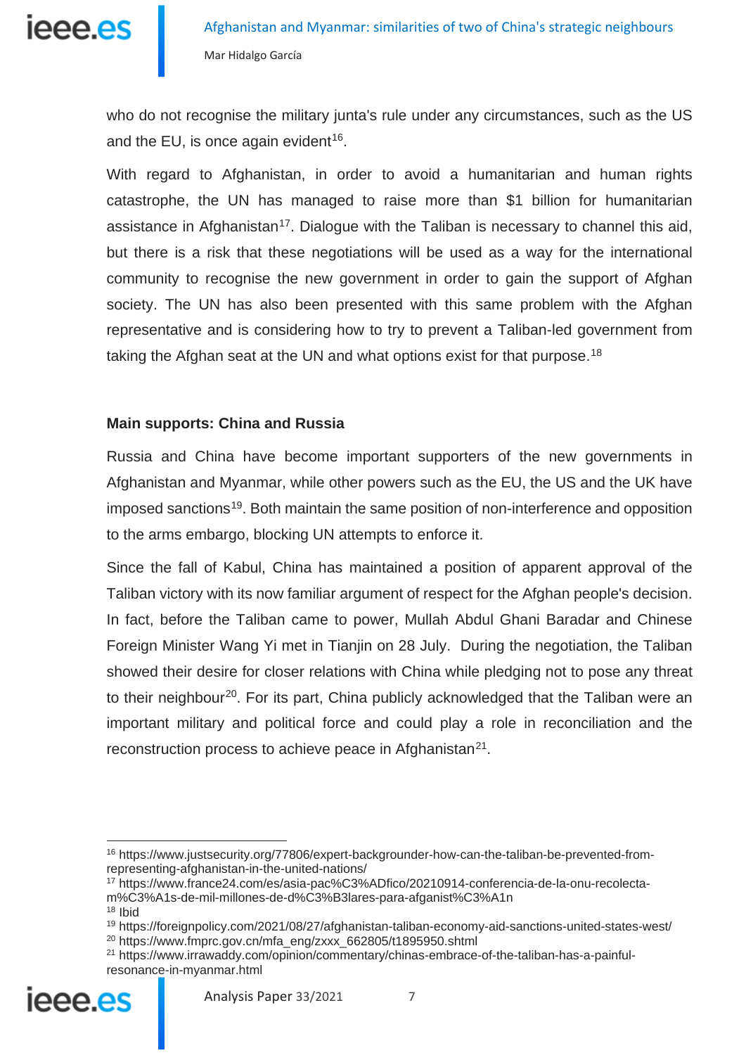who do not recognise the military junta's rule under any circumstances, such as the US and the EU, is once again evident[16].

With regard to Afghanistan, in order to avoid a humanitarian and human rights catastrophe, the UN has managed to raise more than $1 billion for humanitarian assistance in Afghanistan[17]. Dialogue with the Taliban is necessary to channel this aid, but there is a risk that these negotiations will be used as a way for the international community to recognise the new government in order to gain the support of Afghan society. The UN has also been presented with this same problem with the Afghan representative and is considering how to try to prevent a Taliban-led government from taking the Afghan seat at the UN and what options exist for that purpose.[18]

**Main supports: China and Russia**

Russia and China have become important supporters of the new governments in Afghanistan and Myanmar, while other powers such as the EU, the US and the UK have imposed sanctions[19]. Both maintain the same position of non-interference and opposition to the arms embargo, blocking UN attempts to enforce it.

Since the fall of Kabul, China has maintained a position of apparent approval of the Taliban victory with its now familiar argument of respect for the Afghan people's decision. In fact, before the Taliban came to power, Mullah Abdul Ghani Baradar and Chinese Foreign Minister Wang Yi met in Tianjin on 28 July. During the negotiation, the Taliban showed their desire for closer relations with China while pledging not to pose any threat to their neighbour[20]. For its part, China publicly acknowledged that the Taliban were an important military and political force and could play a role in reconciliation and the reconstruction process to achieve peace in Afghanistan[21].

---

[16] https://www.justsecurity.org/77806/expert-backgrounder-how-can-the-taliban-be-prevented-from-representing-afghanistan-in-the-united-nations/

[17] https://www.france24.com/es/asia-pac%C3%ADfico/20210914-conferencia-de-la-onu-recolecta-m%C3%A1s-de-mil-millones-de-d%C3%B3lares-para-afganist%C3%A1n

[18] Ibid

[19] https://foreignpolicy.com/2021/08/27/afghanistan-taliban-economy-aid-sanctions-united-states-west/

[20] https://www.fmprc.gov.cn/mfa_eng/zxxx_662805/t1895950.shtml

[21] https://www.irrawaddy.com/opinion/commentary/chinas-embrace-of-the-taliban-has-a-painful-resonance-in-myanmar.html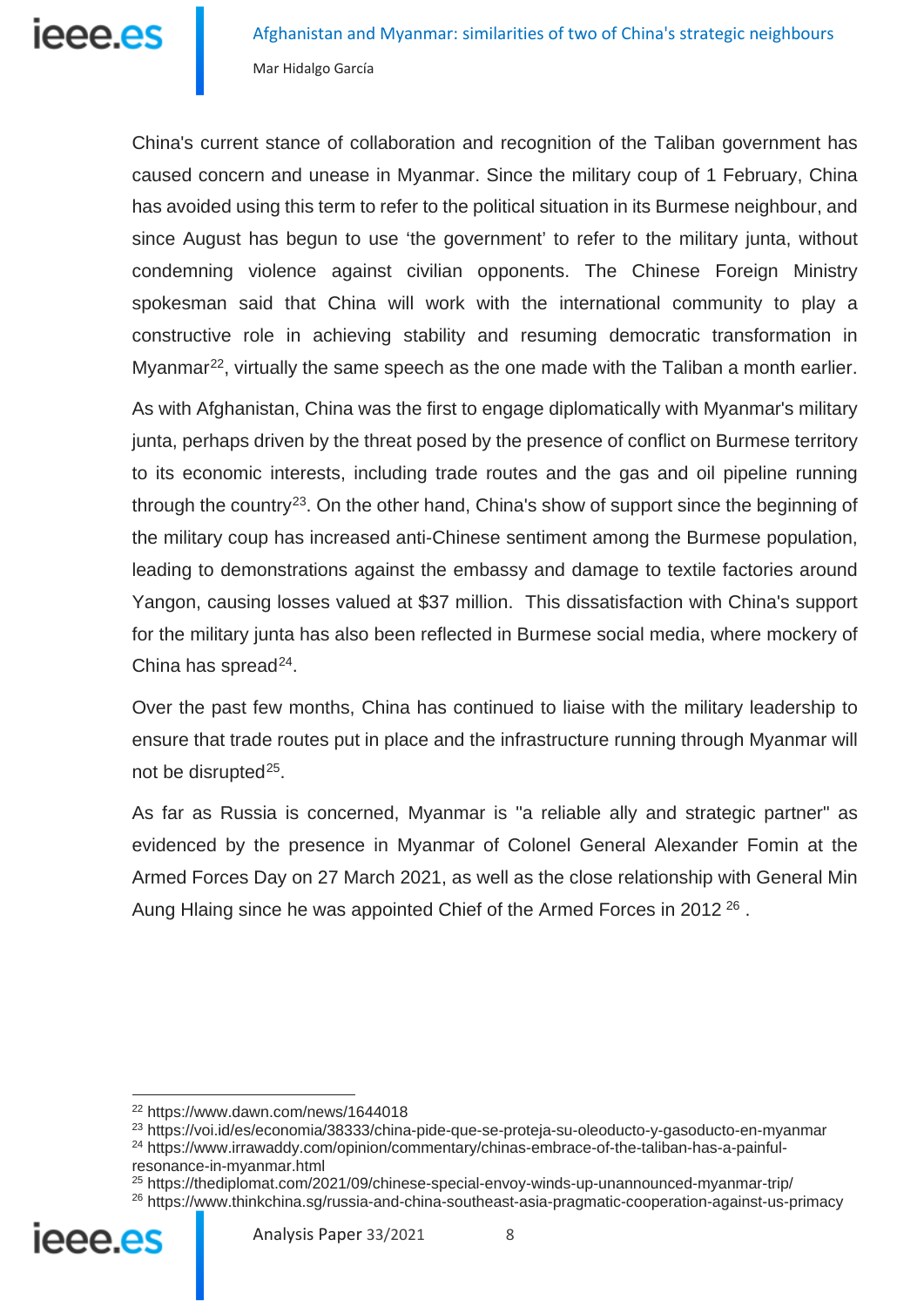China's current stance of collaboration and recognition of the Taliban government has caused concern and unease in Myanmar. Since the military coup of 1 February, China has avoided using this term to refer to the political situation in its Burmese neighbour, and since August has begun to use 'the government' to refer to the military junta, without condemning violence against civilian opponents. The Chinese Foreign Ministry spokesman said that China will work with the international community to play a constructive role in achieving stability and resuming democratic transformation in Myanmar[22], virtually the same speech as the one made with the Taliban a month earlier.

As with Afghanistan, China was the first to engage diplomatically with Myanmar's military junta, perhaps driven by the threat posed by the presence of conflict on Burmese territory to its economic interests, including trade routes and the gas and oil pipeline running through the country[23]. On the other hand, China's show of support since the beginning of the military coup has increased anti-Chinese sentiment among the Burmese population, leading to demonstrations against the embassy and damage to textile factories around Yangon, causing losses valued at $37 million. This dissatisfaction with China's support for the military junta has also been reflected in Burmese social media, where mockery of China has spread[24].

Over the past few months, China has continued to liaise with the military leadership to ensure that trade routes put in place and the infrastructure running through Myanmar will not be disrupted[25].

As far as Russia is concerned, Myanmar is "a reliable ally and strategic partner" as evidenced by the presence in Myanmar of Colonel General Alexander Fomin at the Armed Forces Day on 27 March 2021, as well as the close relationship with General Min Aung Hlaing since he was appointed Chief of the Armed Forces in 2012 [26] .

---

[22] https://www.dawn.com/news/1644018

[23] https://voi.id/es/economia/38333/china-pide-que-se-proteja-su-oleoducto-y-gasoducto-en-myanmar

[24] https://www.irrawaddy.com/opinion/commentary/chinas-embrace-of-the-taliban-has-a-painful-resonance-in-myanmar.html

[25] https://thediplomat.com/2021/09/chinese-special-envoy-winds-up-unannounced-myanmar-trip/

[26] https://www.thinkchina.sg/russia-and-china-southeast-asia-pragmatic-cooperation-against-us-primacy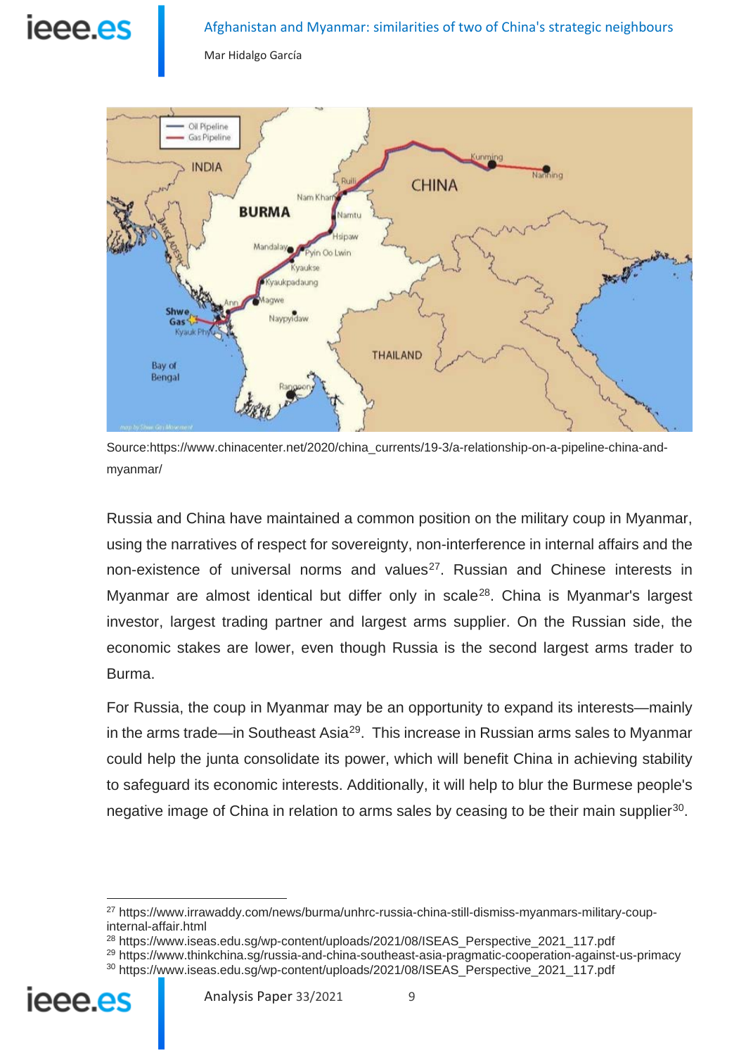Source:https://www.chinacenter.net/2020/china_currents/19-3/a-relationship-on-a-pipeline-china-and-myanmar/

Russia and China have maintained a common position on the military coup in Myanmar, using the narratives of respect for sovereignty, non-interference in internal affairs and the non-existence of universal norms and values[27]. Russian and Chinese interests in Myanmar are almost identical but differ only in scale[28]. China is Myanmar's largest investor, largest trading partner and largest arms supplier. On the Russian side, the economic stakes are lower, even though Russia is the second largest arms trader to Burma.

For Russia, the coup in Myanmar may be an opportunity to expand its interests—mainly in the arms trade—in Southeast Asia[29]. This increase in Russian arms sales to Myanmar could help the junta consolidate its power, which will benefit China in achieving stability to safeguard its economic interests. Additionally, it will help to blur the Burmese people's negative image of China in relation to arms sales by ceasing to be their main supplier[30].

---

[27] https://www.irrawaddy.com/news/burma/unhrc-russia-china-still-dismiss-myanmars-military-coup-internal-affair.html

[28] https://www.iseas.edu.sg/wp-content/uploads/2021/08/ISEAS_Perspective_2021_117.pdf

[29] https://www.thinkchina.sg/russia-and-china-southeast-asia-pragmatic-cooperation-against-us-primacy

[30] https://www.iseas.edu.sg/wp-content/uploads/2021/08/ISEAS_Perspective_2021_117.pdf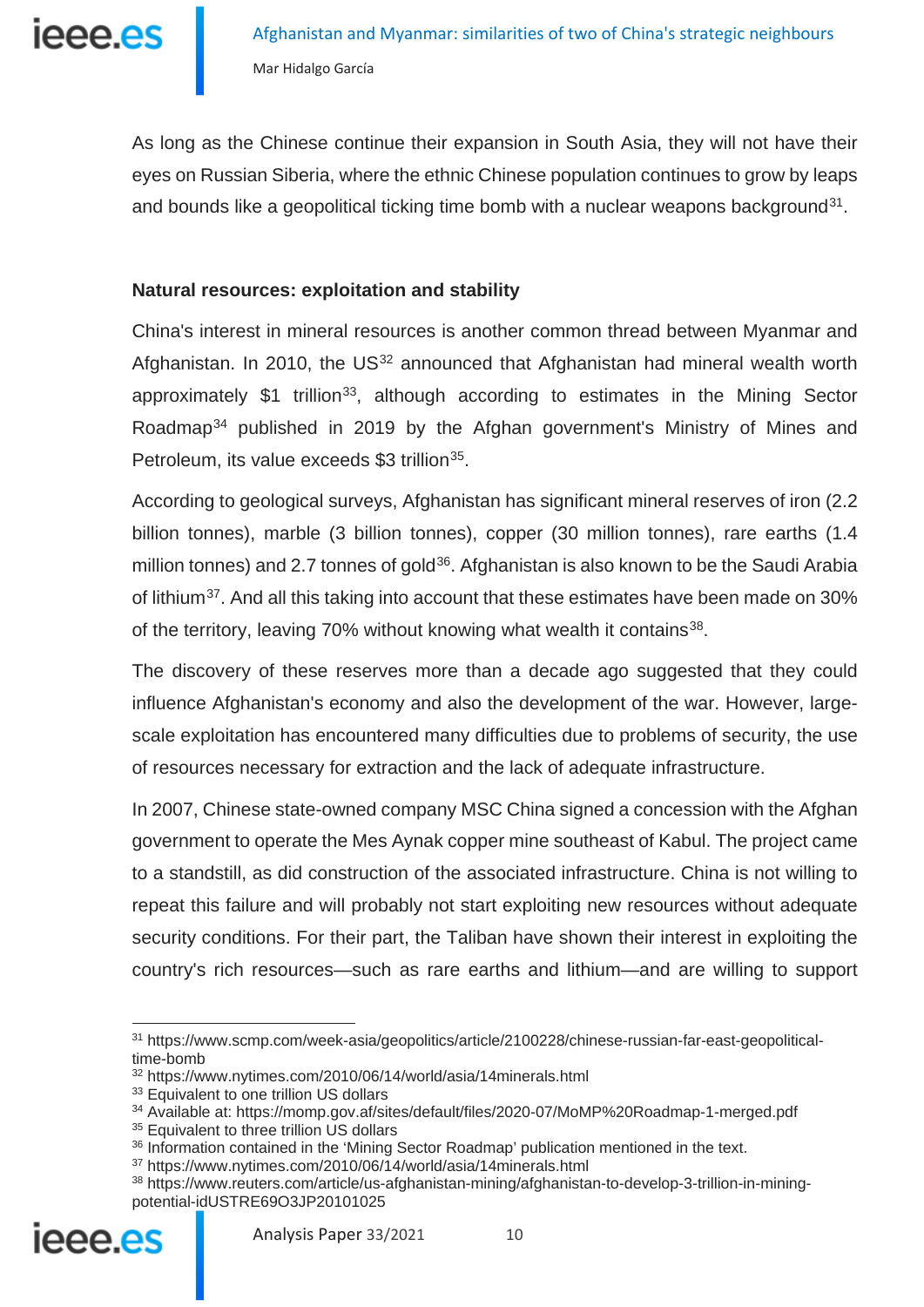As long as the Chinese continue their expansion in South Asia, they will not have their eyes on Russian Siberia, where the ethnic Chinese population continues to grow by leaps and bounds like a geopolitical ticking time bomb with a nuclear weapons background[31].

### Natural resources: exploitation and stability

China's interest in mineral resources is another common thread between Myanmar and Afghanistan. In 2010, the US[32] announced that Afghanistan had mineral wealth worth approximately $1 trillion[33], although according to estimates in the Mining Sector Roadmap[34] published in 2019 by the Afghan government's Ministry of Mines and Petroleum, its value exceeds $3 trillion[35].

According to geological surveys, Afghanistan has significant mineral reserves of iron (2.2 billion tonnes), marble (3 billion tonnes), copper (30 million tonnes), rare earths (1.4 million tonnes) and 2.7 tonnes of gold[36]. Afghanistan is also known to be the Saudi Arabia of lithium[37]. And all this taking into account that these estimates have been made on 30% of the territory, leaving 70% without knowing what wealth it contains[38].

The discovery of these reserves more than a decade ago suggested that they could influence Afghanistan's economy and also the development of the war. However, large-scale exploitation has encountered many difficulties due to problems of security, the use of resources necessary for extraction and the lack of adequate infrastructure.

In 2007, Chinese state-owned company MSC China signed a concession with the Afghan government to operate the Mes Aynak copper mine southeast of Kabul. The project came to a standstill, as did construction of the associated infrastructure. China is not willing to repeat this failure and will probably not start exploiting new resources without adequate security conditions. For their part, the Taliban have shown their interest in exploiting the country's rich resources—such as rare earths and lithium—and are willing to support

---

[31] https://www.scmp.com/week-asia/geopolitics/article/2100228/chinese-russian-far-east-geopolitical-time-bomb

[32] https://www.nytimes.com/2010/06/14/world/asia/14minerals.html

[33] Equivalent to one trillion US dollars

[34] Available at: https://momp.gov.af/sites/default/files/2020-07/MoMP%20Roadmap-1-merged.pdf

[35] Equivalent to three trillion US dollars

[36] Information contained in the 'Mining Sector Roadmap' publication mentioned in the text.

[37] https://www.nytimes.com/2010/06/14/world/asia/14minerals.html

[38] https://www.reuters.com/article/us-afghanistan-mining/afghanistan-to-develop-3-trillion-in-mining-potential-idUSTRE69O3JP20101025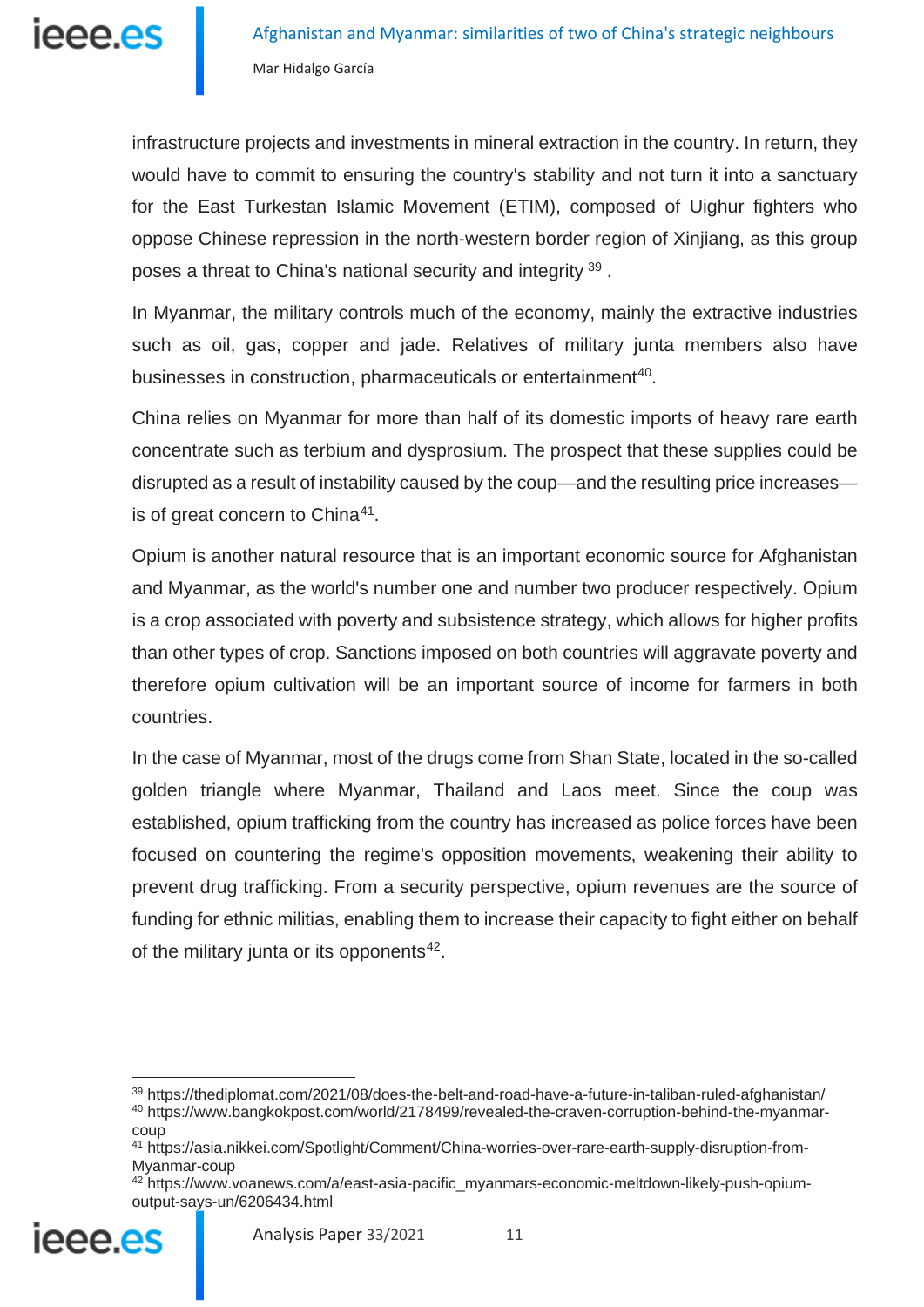infrastructure projects and investments in mineral extraction in the country. In return, they would have to commit to ensuring the country's stability and not turn it into a sanctuary for the East Turkestan Islamic Movement (ETIM), composed of Uighur fighters who oppose Chinese repression in the north-western border region of Xinjiang, as this group poses a threat to China's national security and integrity [39] .

In Myanmar, the military controls much of the economy, mainly the extractive industries such as oil, gas, copper and jade. Relatives of military junta members also have businesses in construction, pharmaceuticals or entertainment[40].

China relies on Myanmar for more than half of its domestic imports of heavy rare earth concentrate such as terbium and dysprosium. The prospect that these supplies could be disrupted as a result of instability caused by the coup—and the resulting price increases—is of great concern to China[41].

Opium is another natural resource that is an important economic source for Afghanistan and Myanmar, as the world's number one and number two producer respectively. Opium is a crop associated with poverty and subsistence strategy, which allows for higher profits than other types of crop. Sanctions imposed on both countries will aggravate poverty and therefore opium cultivation will be an important source of income for farmers in both countries.

In the case of Myanmar, most of the drugs come from Shan State, located in the so-called golden triangle where Myanmar, Thailand and Laos meet. Since the coup was established, opium trafficking from the country has increased as police forces have been focused on countering the regime's opposition movements, weakening their ability to prevent drug trafficking. From a security perspective, opium revenues are the source of funding for ethnic militias, enabling them to increase their capacity to fight either on behalf of the military junta or its opponents[42].

---

[39] https://thediplomat.com/2021/08/does-the-belt-and-road-have-a-future-in-taliban-ruled-afghanistan/

[40] https://www.bangkokpost.com/world/2178499/revealed-the-craven-corruption-behind-the-myanmar-coup

[41] https://asia.nikkei.com/Spotlight/Comment/China-worries-over-rare-earth-supply-disruption-from-Myanmar-coup

[42] https://www.voanews.com/a/east-asia-pacific_myanmars-economic-meltdown-likely-push-opium-output-says-un/6206434.html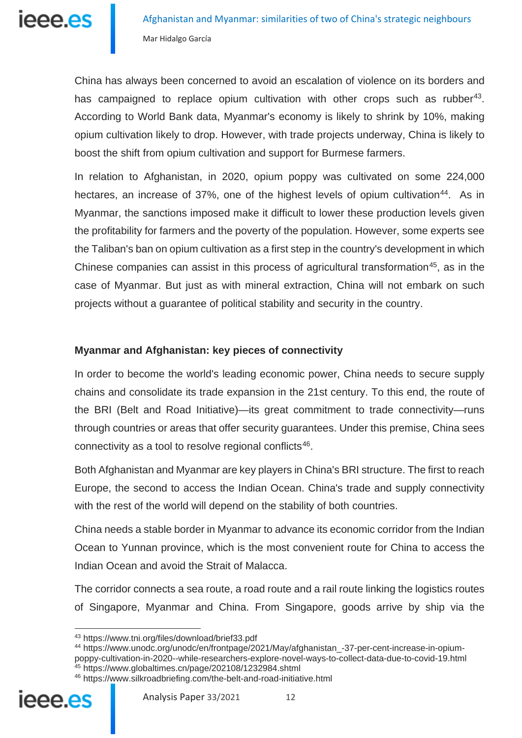China has always been concerned to avoid an escalation of violence on its borders and has campaigned to replace opium cultivation with other crops such as rubber[43]. According to World Bank data, Myanmar's economy is likely to shrink by 10%, making opium cultivation likely to drop. However, with trade projects underway, China is likely to boost the shift from opium cultivation and support for Burmese farmers.

In relation to Afghanistan, in 2020, opium poppy was cultivated on some 224,000 hectares, an increase of 37%, one of the highest levels of opium cultivation[44]. As in Myanmar, the sanctions imposed make it difficult to lower these production levels given the profitability for farmers and the poverty of the population. However, some experts see the Taliban's ban on opium cultivation as a first step in the country's development in which Chinese companies can assist in this process of agricultural transformation[45], as in the case of Myanmar. But just as with mineral extraction, China will not embark on such projects without a guarantee of political stability and security in the country.

## Myanmar and Afghanistan: key pieces of connectivity

In order to become the world's leading economic power, China needs to secure supply chains and consolidate its trade expansion in the 21st century. To this end, the route of the BRI (Belt and Road Initiative)—its great commitment to trade connectivity—runs through countries or areas that offer security guarantees. Under this premise, China sees connectivity as a tool to resolve regional conflicts[46].

Both Afghanistan and Myanmar are key players in China's BRI structure. The first to reach Europe, the second to access the Indian Ocean. China's trade and supply connectivity with the rest of the world will depend on the stability of both countries.

China needs a stable border in Myanmar to advance its economic corridor from the Indian Ocean to Yunnan province, which is the most convenient route for China to access the Indian Ocean and avoid the Strait of Malacca.

The corridor connects a sea route, a road route and a rail route linking the logistics routes of Singapore, Myanmar and China. From Singapore, goods arrive by ship via the

---

[43] https://www.tni.org/files/download/brief33.pdf

[44] https://www.unodc.org/unodc/en/frontpage/2021/May/afghanistan_-37-per-cent-increase-in-opium-poppy-cultivation-in-2020--while-researchers-explore-novel-ways-to-collect-data-due-to-covid-19.html

[45] https://www.globaltimes.cn/page/202108/1232984.shtml

[46] https://www.silkroadbriefing.com/the-belt-and-road-initiative.html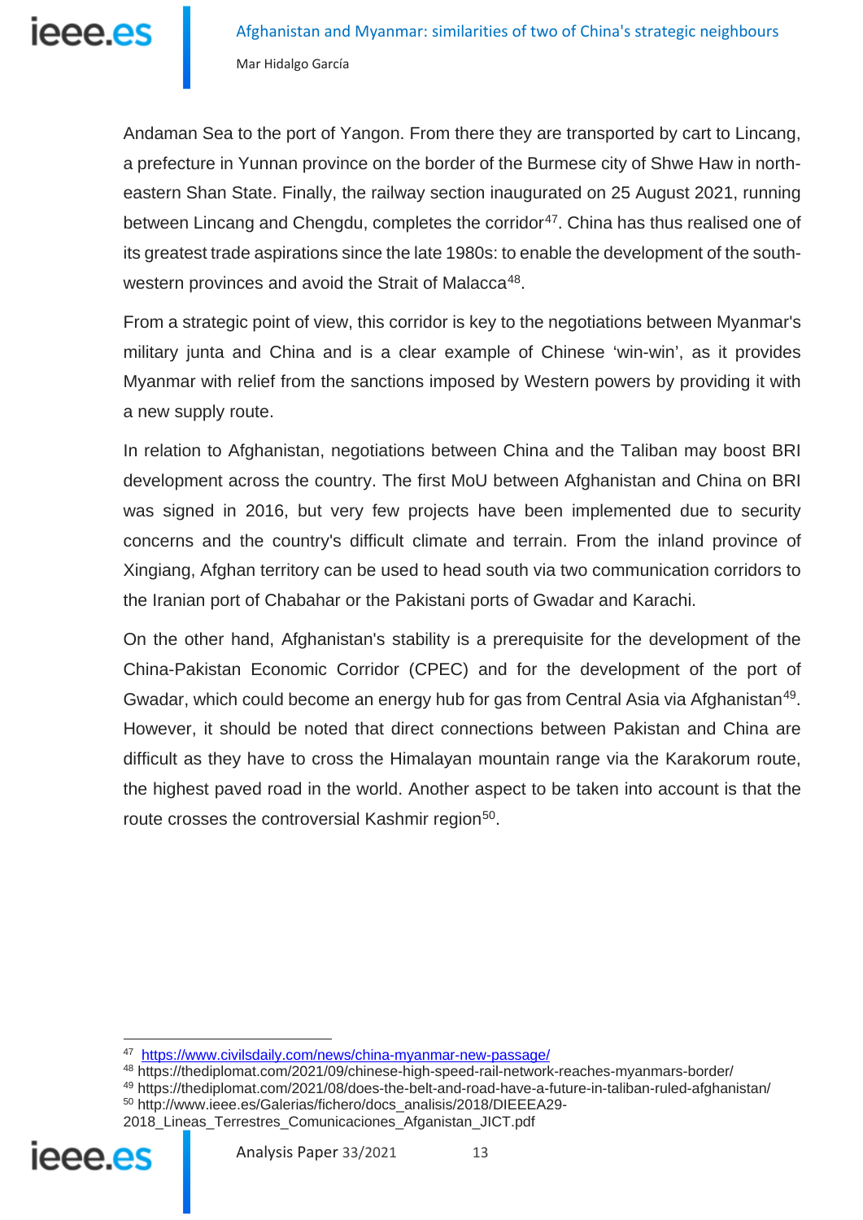Andaman Sea to the port of Yangon. From there they are transported by cart to Lincang, a prefecture in Yunnan province on the border of the Burmese city of Shwe Haw in north-eastern Shan State. Finally, the railway section inaugurated on 25 August 2021, running between Lincang and Chengdu, completes the corridor[47]. China has thus realised one of its greatest trade aspirations since the late 1980s: to enable the development of the south-western provinces and avoid the Strait of Malacca[48].

From a strategic point of view, this corridor is key to the negotiations between Myanmar's military junta and China and is a clear example of Chinese 'win-win', as it provides Myanmar with relief from the sanctions imposed by Western powers by providing it with a new supply route.

In relation to Afghanistan, negotiations between China and the Taliban may boost BRI development across the country. The first MoU between Afghanistan and China on BRI was signed in 2016, but very few projects have been implemented due to security concerns and the country's difficult climate and terrain. From the inland province of Xingiang, Afghan territory can be used to head south via two communication corridors to the Iranian port of Chabahar or the Pakistani ports of Gwadar and Karachi.

On the other hand, Afghanistan's stability is a prerequisite for the development of the China-Pakistan Economic Corridor (CPEC) and for the development of the port of Gwadar, which could become an energy hub for gas from Central Asia via Afghanistan[49]. However, it should be noted that direct connections between Pakistan and China are difficult as they have to cross the Himalayan mountain range via the Karakorum route, the highest paved road in the world. Another aspect to be taken into account is that the route crosses the controversial Kashmir region[50].

---

[47] https://www.civilsdaily.com/news/china-myanmar-new-passage/

[48] https://thediplomat.com/2021/09/chinese-high-speed-rail-network-reaches-myanmars-border/

[49] https://thediplomat.com/2021/08/does-the-belt-and-road-have-a-future-in-taliban-ruled-afghanistan/

[50] http://www.ieee.es/Galerias/fichero/docs_analisis/2018/DIEEEA29-2018_Lineas_Terrestres_Comunicaciones_Afganistan_JICT.pdf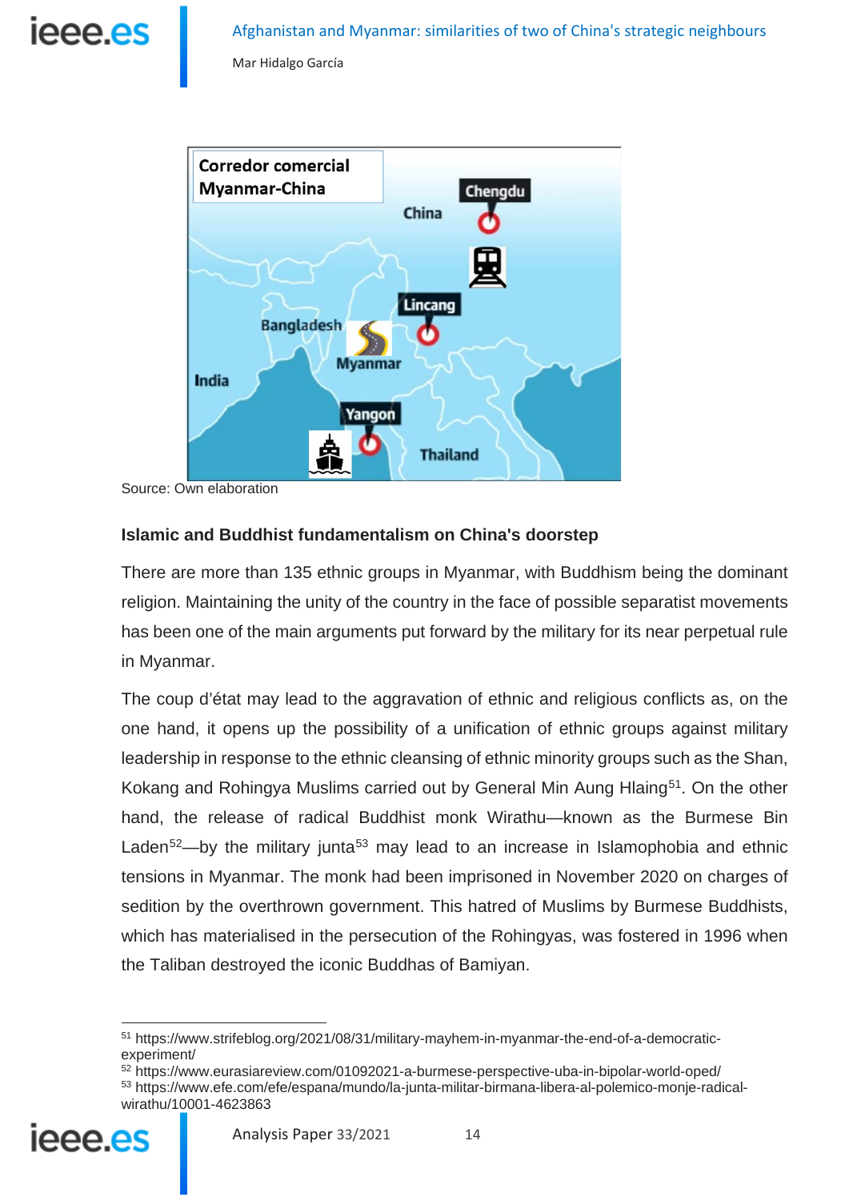Source: Own elaboration

### Islamic and Buddhist fundamentalism on China's doorstep

There are more than 135 ethnic groups in Myanmar, with Buddhism being the dominant religion. Maintaining the unity of the country in the face of possible separatist movements has been one of the main arguments put forward by the military for its near perpetual rule in Myanmar.

The coup d'état may lead to the aggravation of ethnic and religious conflicts as, on the one hand, it opens up the possibility of a unification of ethnic groups against military leadership in response to the ethnic cleansing of ethnic minority groups such as the Shan, Kokang and Rohingya Muslims carried out by General Min Aung Hlaing[51]. On the other hand, the release of radical Buddhist monk Wirathu—known as the Burmese Bin Laden[52]—by the military junta[53] may lead to an increase in Islamophobia and ethnic tensions in Myanmar. The monk had been imprisoned in November 2020 on charges of sedition by the overthrown government. This hatred of Muslims by Burmese Buddhists, which has materialised in the persecution of the Rohingyas, was fostered in 1996 when the Taliban destroyed the iconic Buddhas of Bamiyan.

---

[51] https://www.strifeblog.org/2021/08/31/military-mayhem-in-myanmar-the-end-of-a-democratic-experiment/

[52] https://www.eurasiareview.com/01092021-a-burmese-perspective-uba-in-bipolar-world-oped/

[53] https://www.efe.com/efe/espana/mundo/la-junta-militar-birmana-libera-al-polemico-monje-radical-wirathu/10001-4623863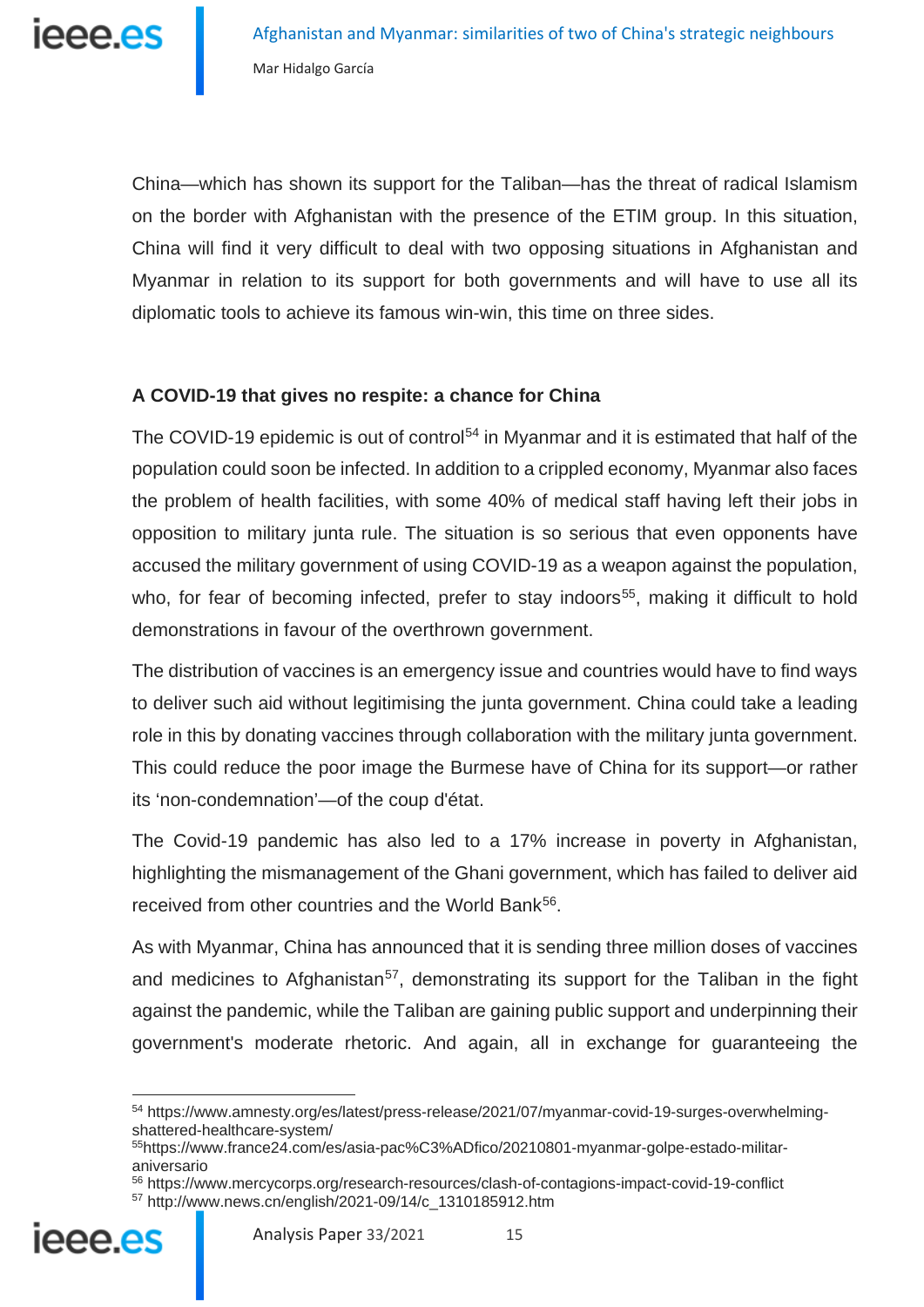China—which has shown its support for the Taliban—has the threat of radical Islamism on the border with Afghanistan with the presence of the ETIM group. In this situation, China will find it very difficult to deal with two opposing situations in Afghanistan and Myanmar in relation to its support for both governments and will have to use all its diplomatic tools to achieve its famous win-win, this time on three sides.

**A COVID-19 that gives no respite: a chance for China**

The COVID-19 epidemic is out of control[54] in Myanmar and it is estimated that half of the population could soon be infected. In addition to a crippled economy, Myanmar also faces the problem of health facilities, with some 40% of medical staff having left their jobs in opposition to military junta rule. The situation is so serious that even opponents have accused the military government of using COVID-19 as a weapon against the population, who, for fear of becoming infected, prefer to stay indoors[55], making it difficult to hold demonstrations in favour of the overthrown government.

The distribution of vaccines is an emergency issue and countries would have to find ways to deliver such aid without legitimising the junta government. China could take a leading role in this by donating vaccines through collaboration with the military junta government. This could reduce the poor image the Burmese have of China for its support—or rather its 'non-condemnation'—of the coup d'état.

The Covid-19 pandemic has also led to a 17% increase in poverty in Afghanistan, highlighting the mismanagement of the Ghani government, which has failed to deliver aid received from other countries and the World Bank[56].

As with Myanmar, China has announced that it is sending three million doses of vaccines and medicines to Afghanistan[57], demonstrating its support for the Taliban in the fight against the pandemic, while the Taliban are gaining public support and underpinning their government's moderate rhetoric. And again, all in exchange for guaranteeing the

---

[54] https://www.amnesty.org/es/latest/press-release/2021/07/myanmar-covid-19-surges-overwhelming-shattered-healthcare-system/

[55] https://www.france24.com/es/asia-pac%C3%ADfico/20210801-myanmar-golpe-estado-militar-aniversario

[56] https://www.mercycorps.org/research-resources/clash-of-contagions-impact-covid-19-conflict

[57] http://www.news.cn/english/2021-09/14/c_1310185912.htm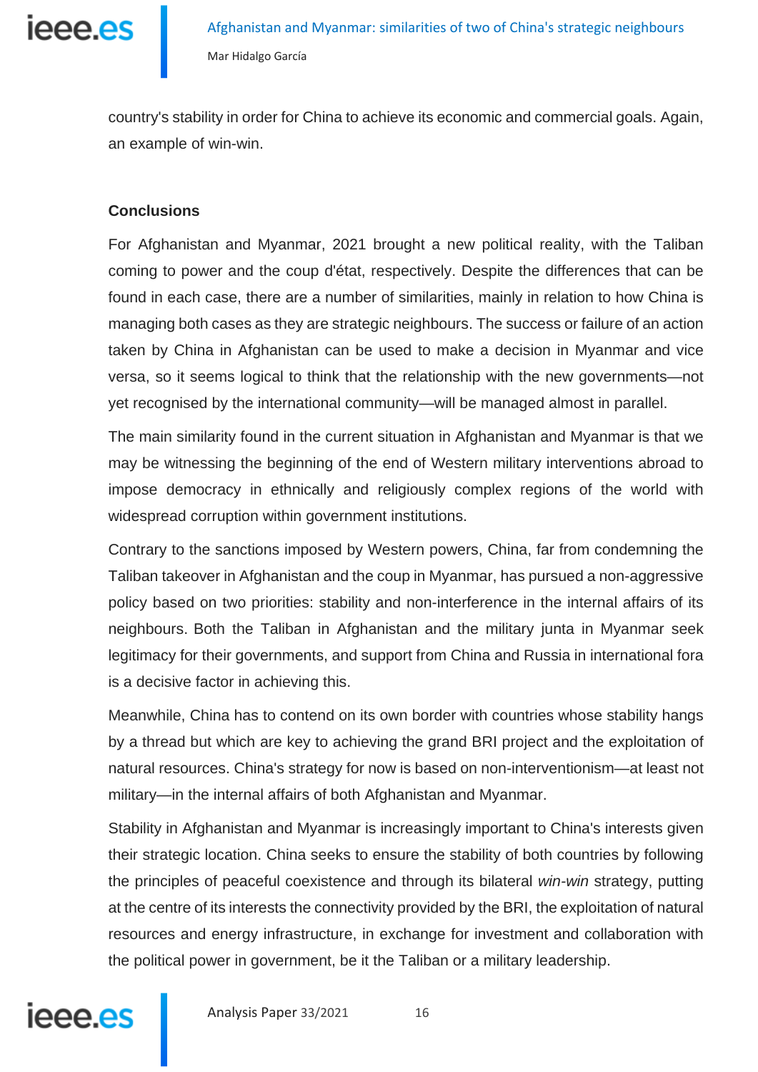country's stability in order for China to achieve its economic and commercial goals. Again, an example of win-win.

## Conclusions

For Afghanistan and Myanmar, 2021 brought a new political reality, with the Taliban coming to power and the coup d'état, respectively. Despite the differences that can be found in each case, there are a number of similarities, mainly in relation to how China is managing both cases as they are strategic neighbours. The success or failure of an action taken by China in Afghanistan can be used to make a decision in Myanmar and vice versa, so it seems logical to think that the relationship with the new governments—not yet recognised by the international community—will be managed almost in parallel.

The main similarity found in the current situation in Afghanistan and Myanmar is that we may be witnessing the beginning of the end of Western military interventions abroad to impose democracy in ethnically and religiously complex regions of the world with widespread corruption within government institutions.

Contrary to the sanctions imposed by Western powers, China, far from condemning the Taliban takeover in Afghanistan and the coup in Myanmar, has pursued a non-aggressive policy based on two priorities: stability and non-interference in the internal affairs of its neighbours. Both the Taliban in Afghanistan and the military junta in Myanmar seek legitimacy for their governments, and support from China and Russia in international fora is a decisive factor in achieving this.

Meanwhile, China has to contend on its own border with countries whose stability hangs by a thread but which are key to achieving the grand BRI project and the exploitation of natural resources. China's strategy for now is based on non-interventionism—at least not military—in the internal affairs of both Afghanistan and Myanmar.

Stability in Afghanistan and Myanmar is increasingly important to China's interests given their strategic location. China seeks to ensure the stability of both countries by following the principles of peaceful coexistence and through its bilateral *win-win* strategy, putting at the centre of its interests the connectivity provided by the BRI, the exploitation of natural resources and energy infrastructure, in exchange for investment and collaboration with the political power in government, be it the Taliban or a military leadership.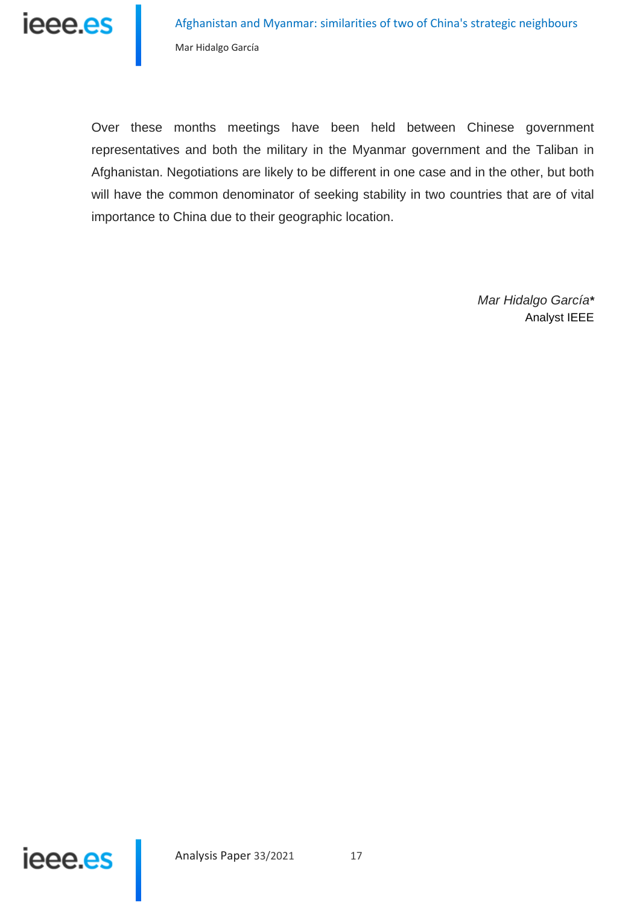Over these months meetings have been held between Chinese government representatives and both the military in the Myanmar government and the Taliban in Afghanistan. Negotiations are likely to be different in one case and in the other, but both will have the common denominator of seeking stability in two countries that are of vital importance to China due to their geographic location.

*Mar Hidalgo García*\*
Analyst IEEE